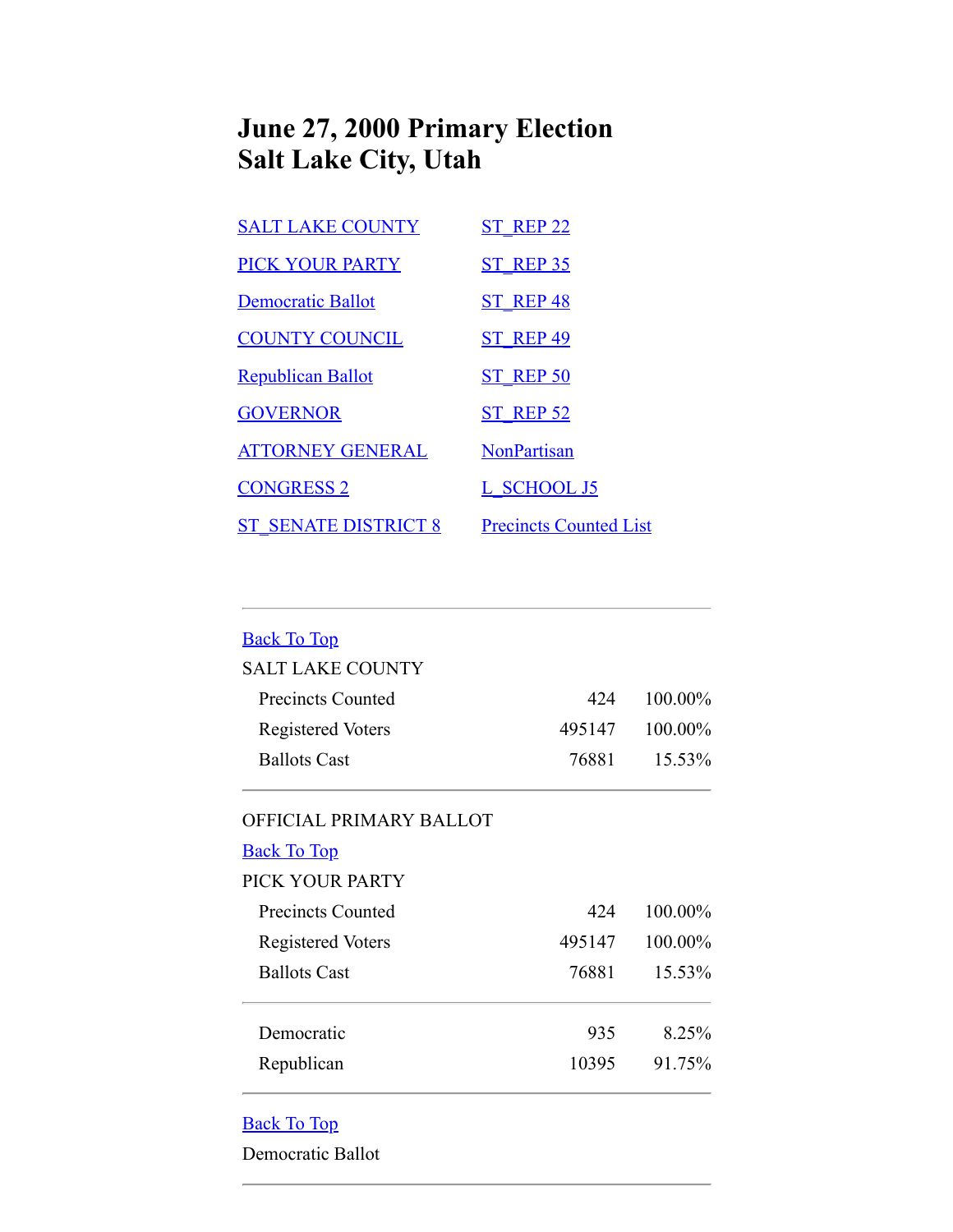# June 27, 2000 Primary Election
# Salt Lake City, Utah

| | |
|---|---|
| SALT LAKE COUNTY | ST_REP 22 |
| PICK YOUR PARTY | ST_REP 35 |
| Democratic Ballot | ST_REP 48 |
| COUNTY COUNCIL | ST_REP 49 |
| Republican Ballot | ST_REP 50 |
| GOVERNOR | ST_REP 52 |
| ATTORNEY GENERAL | NonPartisan |
| CONGRESS 2 | L_SCHOOL J5 |
| ST_SENATE DISTRICT 8 | Precincts Counted List |

---

Back To Top

SALT LAKE COUNTY

| | | |
|---|---|---|
| Precincts Counted | 424 | 100.00% |
| Registered Voters | 495147 | 100.00% |
| Ballots Cast | 76881 | 15.53% |

---

OFFICIAL PRIMARY BALLOT

Back To Top

PICK YOUR PARTY

| | | |
|---|---|---|
| Precincts Counted | 424 | 100.00% |
| Registered Voters | 495147 | 100.00% |
| Ballots Cast | 76881 | 15.53% |

| | | |
|---|---|---|
| Democratic | 935 | 8.25% |
| Republican | 10395 | 91.75% |

---

Back To Top

Democratic Ballot

---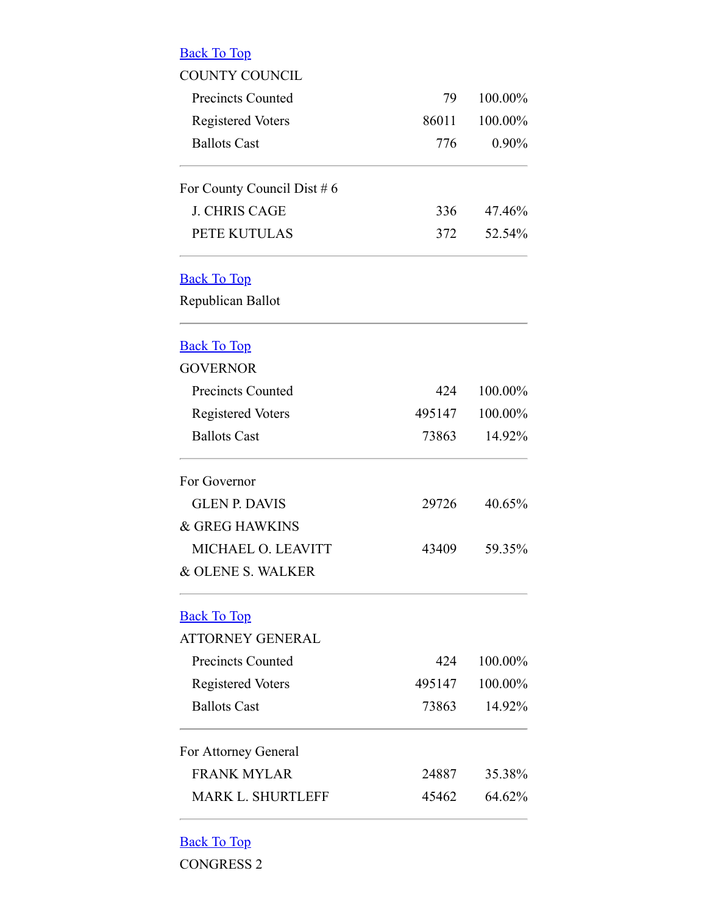Back To Top

COUNTY COUNCIL

| | | |
|---|---|---|
| Precincts Counted | 79 | 100.00% |
| Registered Voters | 86011 | 100.00% |
| Ballots Cast | 776 | 0.90% |

For County Council Dist # 6

| | | |
|---|---|---|
| J. CHRIS CAGE | 336 | 47.46% |
| PETE KUTULAS | 372 | 52.54% |

Back To Top

Republican Ballot

Back To Top

GOVERNOR

| | | |
|---|---|---|
| Precincts Counted | 424 | 100.00% |
| Registered Voters | 495147 | 100.00% |
| Ballots Cast | 73863 | 14.92% |

For Governor

| | | |
|---|---|---|
| GLEN P. DAVIS & GREG HAWKINS | 29726 | 40.65% |
| MICHAEL O. LEAVITT & OLENE S. WALKER | 43409 | 59.35% |

Back To Top

ATTORNEY GENERAL

| | | |
|---|---|---|
| Precincts Counted | 424 | 100.00% |
| Registered Voters | 495147 | 100.00% |
| Ballots Cast | 73863 | 14.92% |

For Attorney General

| | | |
|---|---|---|
| FRANK MYLAR | 24887 | 35.38% |
| MARK L. SHURTLEFF | 45462 | 64.62% |

Back To Top

CONGRESS 2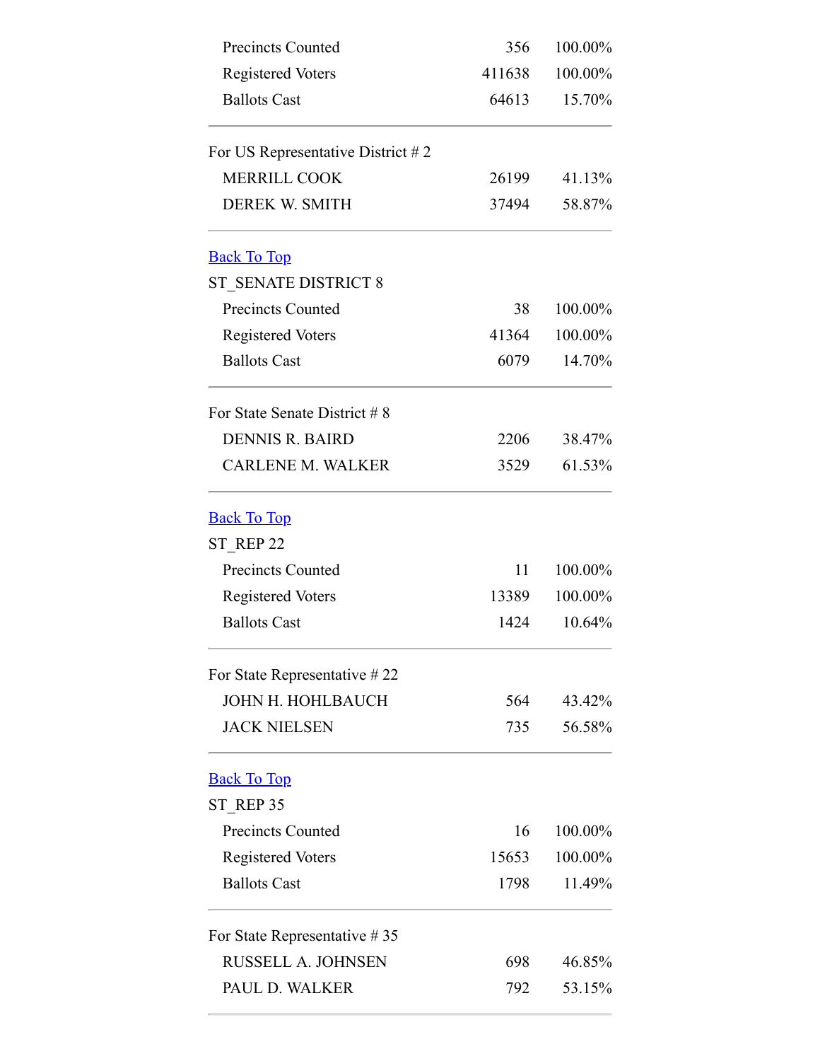| | | |
|---|---|---|
| Precincts Counted | 356 | 100.00% |
| Registered Voters | 411638 | 100.00% |
| Ballots Cast | 64613 | 15.70% |

For US Representative District # 2

| | | |
|---|---|---|
| MERRILL COOK | 26199 | 41.13% |
| DEREK W. SMITH | 37494 | 58.87% |

[Back To Top]

ST_SENATE DISTRICT 8

| | | |
|---|---|---|
| Precincts Counted | 38 | 100.00% |
| Registered Voters | 41364 | 100.00% |
| Ballots Cast | 6079 | 14.70% |

For State Senate District # 8

| | | |
|---|---|---|
| DENNIS R. BAIRD | 2206 | 38.47% |
| CARLENE M. WALKER | 3529 | 61.53% |

[Back To Top]

ST_REP 22

| | | |
|---|---|---|
| Precincts Counted | 11 | 100.00% |
| Registered Voters | 13389 | 100.00% |
| Ballots Cast | 1424 | 10.64% |

For State Representative # 22

| | | |
|---|---|---|
| JOHN H. HOHLBAUCH | 564 | 43.42% |
| JACK NIELSEN | 735 | 56.58% |

[Back To Top]

ST_REP 35

| | | |
|---|---|---|
| Precincts Counted | 16 | 100.00% |
| Registered Voters | 15653 | 100.00% |
| Ballots Cast | 1798 | 11.49% |

For State Representative # 35

| | | |
|---|---|---|
| RUSSELL A. JOHNSEN | 698 | 46.85% |
| PAUL D. WALKER | 792 | 53.15% |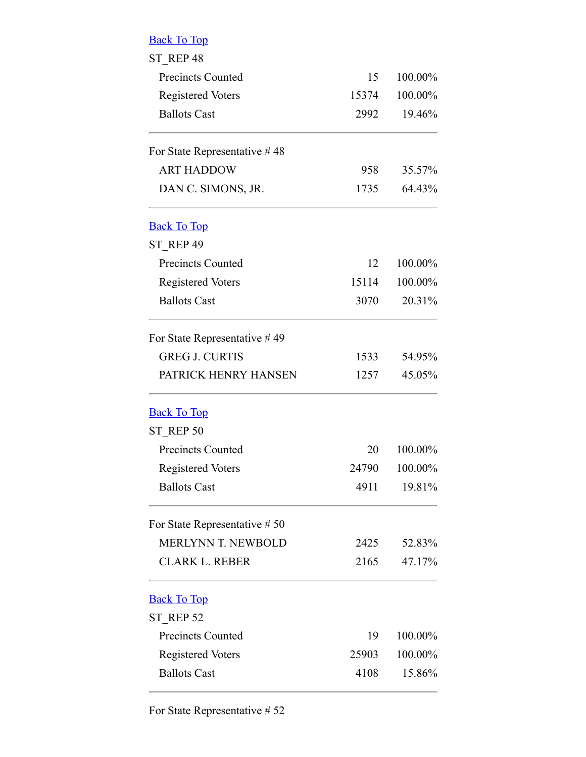[Back To Top]

ST_REP 48

| | | |
|---|---|---|
| Precincts Counted | 15 | 100.00% |
| Registered Voters | 15374 | 100.00% |
| Ballots Cast | 2992 | 19.46% |

---

For State Representative # 48

| | | |
|---|---|---|
| ART HADDOW | 958 | 35.57% |
| DAN C. SIMONS, JR. | 1735 | 64.43% |

---

[Back To Top]

ST_REP 49

| | | |
|---|---|---|
| Precincts Counted | 12 | 100.00% |
| Registered Voters | 15114 | 100.00% |
| Ballots Cast | 3070 | 20.31% |

---

For State Representative # 49

| | | |
|---|---|---|
| GREG J. CURTIS | 1533 | 54.95% |
| PATRICK HENRY HANSEN | 1257 | 45.05% |

---

[Back To Top]

ST_REP 50

| | | |
|---|---|---|
| Precincts Counted | 20 | 100.00% |
| Registered Voters | 24790 | 100.00% |
| Ballots Cast | 4911 | 19.81% |

---

For State Representative # 50

| | | |
|---|---|---|
| MERLYNN T. NEWBOLD | 2425 | 52.83% |
| CLARK L. REBER | 2165 | 47.17% |

---

[Back To Top]

ST_REP 52

| | | |
|---|---|---|
| Precincts Counted | 19 | 100.00% |
| Registered Voters | 25903 | 100.00% |
| Ballots Cast | 4108 | 15.86% |

---

For State Representative # 52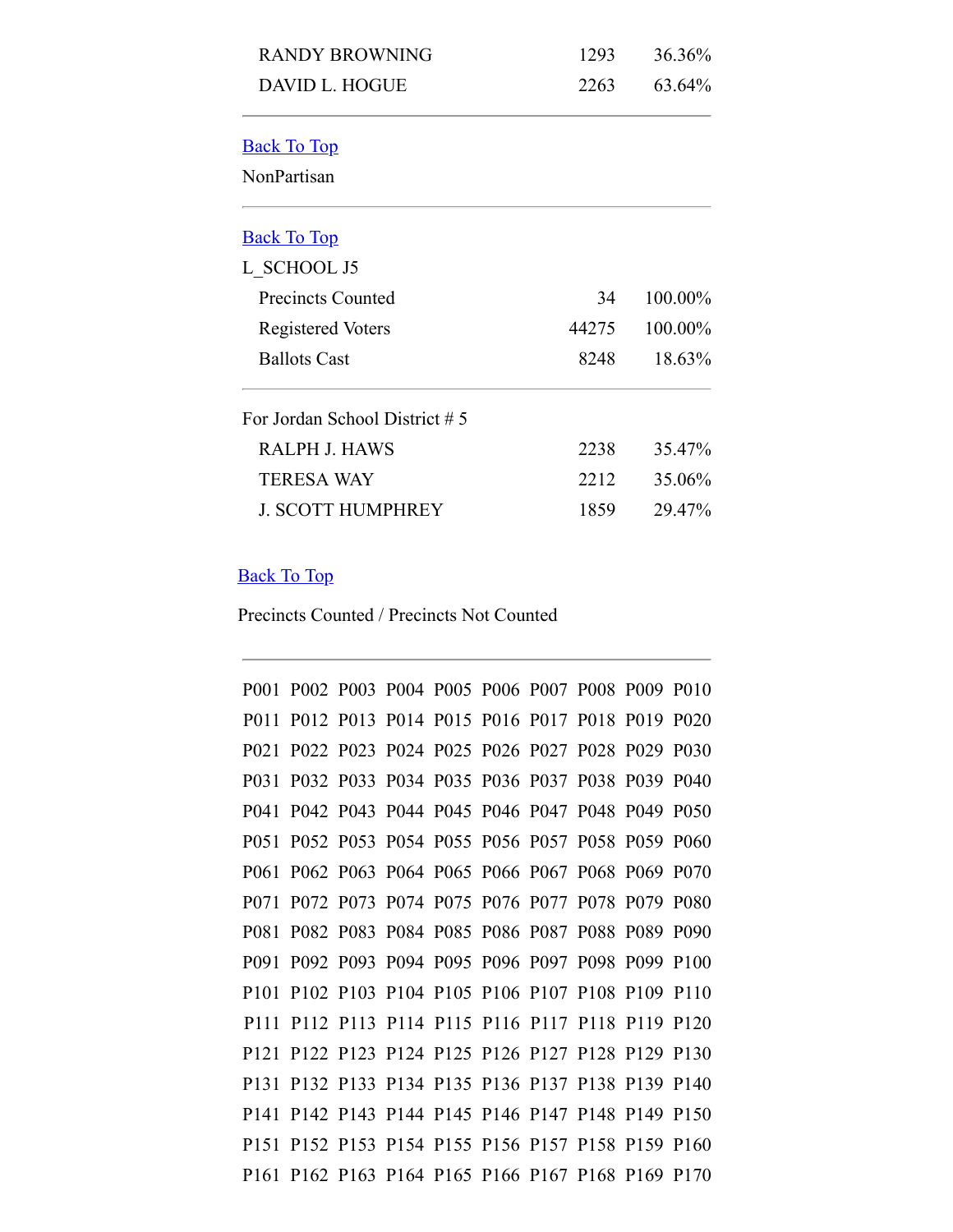| | | |
|---|---|---|
| RANDY BROWNING | 1293 | 36.36% |
| DAVID L. HOGUE | 2263 | 63.64% |

---

Back To Top

NonPartisan

---

Back To Top

L_SCHOOL J5

| | | |
|---|---|---|
| Precincts Counted | 34 | 100.00% |
| Registered Voters | 44275 | 100.00% |
| Ballots Cast | 8248 | 18.63% |

---

For Jordan School District # 5

| | | |
|---|---|---|
| RALPH J. HAWS | 2238 | 35.47% |
| TERESA WAY | 2212 | 35.06% |
| J. SCOTT HUMPHREY | 1859 | 29.47% |

Back To Top

Precincts Counted / Precincts Not Counted

---

P001 P002 P003 P004 P005 P006 P007 P008 P009 P010
P011 P012 P013 P014 P015 P016 P017 P018 P019 P020
P021 P022 P023 P024 P025 P026 P027 P028 P029 P030
P031 P032 P033 P034 P035 P036 P037 P038 P039 P040
P041 P042 P043 P044 P045 P046 P047 P048 P049 P050
P051 P052 P053 P054 P055 P056 P057 P058 P059 P060
P061 P062 P063 P064 P065 P066 P067 P068 P069 P070
P071 P072 P073 P074 P075 P076 P077 P078 P079 P080
P081 P082 P083 P084 P085 P086 P087 P088 P089 P090
P091 P092 P093 P094 P095 P096 P097 P098 P099 P100
P101 P102 P103 P104 P105 P106 P107 P108 P109 P110
P111 P112 P113 P114 P115 P116 P117 P118 P119 P120
P121 P122 P123 P124 P125 P126 P127 P128 P129 P130
P131 P132 P133 P134 P135 P136 P137 P138 P139 P140
P141 P142 P143 P144 P145 P146 P147 P148 P149 P150
P151 P152 P153 P154 P155 P156 P157 P158 P159 P160
P161 P162 P163 P164 P165 P166 P167 P168 P169 P170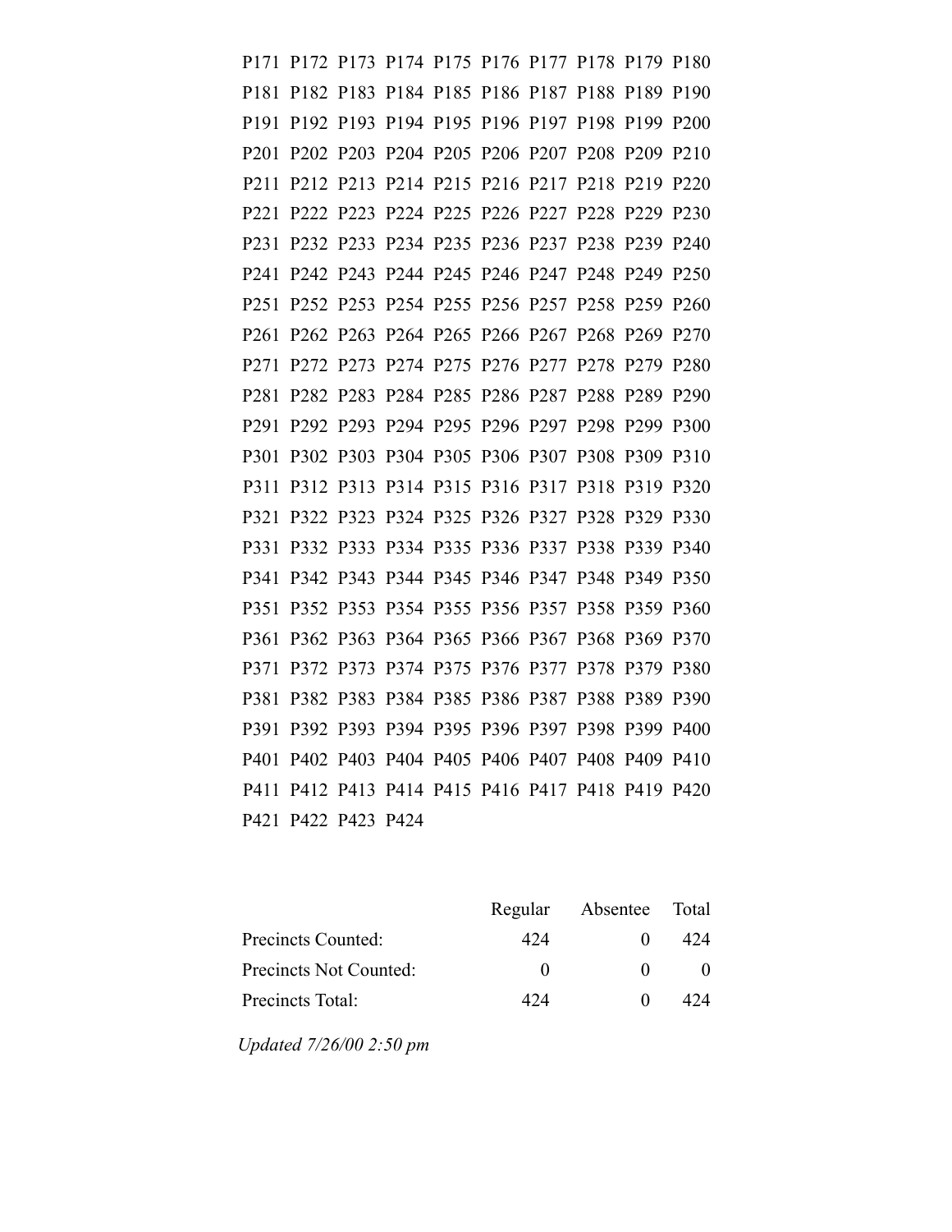P171 P172 P173 P174 P175 P176 P177 P178 P179 P180
P181 P182 P183 P184 P185 P186 P187 P188 P189 P190
P191 P192 P193 P194 P195 P196 P197 P198 P199 P200
P201 P202 P203 P204 P205 P206 P207 P208 P209 P210
P211 P212 P213 P214 P215 P216 P217 P218 P219 P220
P221 P222 P223 P224 P225 P226 P227 P228 P229 P230
P231 P232 P233 P234 P235 P236 P237 P238 P239 P240
P241 P242 P243 P244 P245 P246 P247 P248 P249 P250
P251 P252 P253 P254 P255 P256 P257 P258 P259 P260
P261 P262 P263 P264 P265 P266 P267 P268 P269 P270
P271 P272 P273 P274 P275 P276 P277 P278 P279 P280
P281 P282 P283 P284 P285 P286 P287 P288 P289 P290
P291 P292 P293 P294 P295 P296 P297 P298 P299 P300
P301 P302 P303 P304 P305 P306 P307 P308 P309 P310
P311 P312 P313 P314 P315 P316 P317 P318 P319 P320
P321 P322 P323 P324 P325 P326 P327 P328 P329 P330
P331 P332 P333 P334 P335 P336 P337 P338 P339 P340
P341 P342 P343 P344 P345 P346 P347 P348 P349 P350
P351 P352 P353 P354 P355 P356 P357 P358 P359 P360
P361 P362 P363 P364 P365 P366 P367 P368 P369 P370
P371 P372 P373 P374 P375 P376 P377 P378 P379 P380
P381 P382 P383 P384 P385 P386 P387 P388 P389 P390
P391 P392 P393 P394 P395 P396 P397 P398 P399 P400
P401 P402 P403 P404 P405 P406 P407 P408 P409 P410
P411 P412 P413 P414 P415 P416 P417 P418 P419 P420
P421 P422 P423 P424

| | Regular | Absentee | Total |
|---|---|---|---|
| Precincts Counted: | 424 | 0 | 424 |
| Precincts Not Counted: | 0 | 0 | 0 |
| Precincts Total: | 424 | 0 | 424 |

*Updated 7/26/00 2:50 pm*